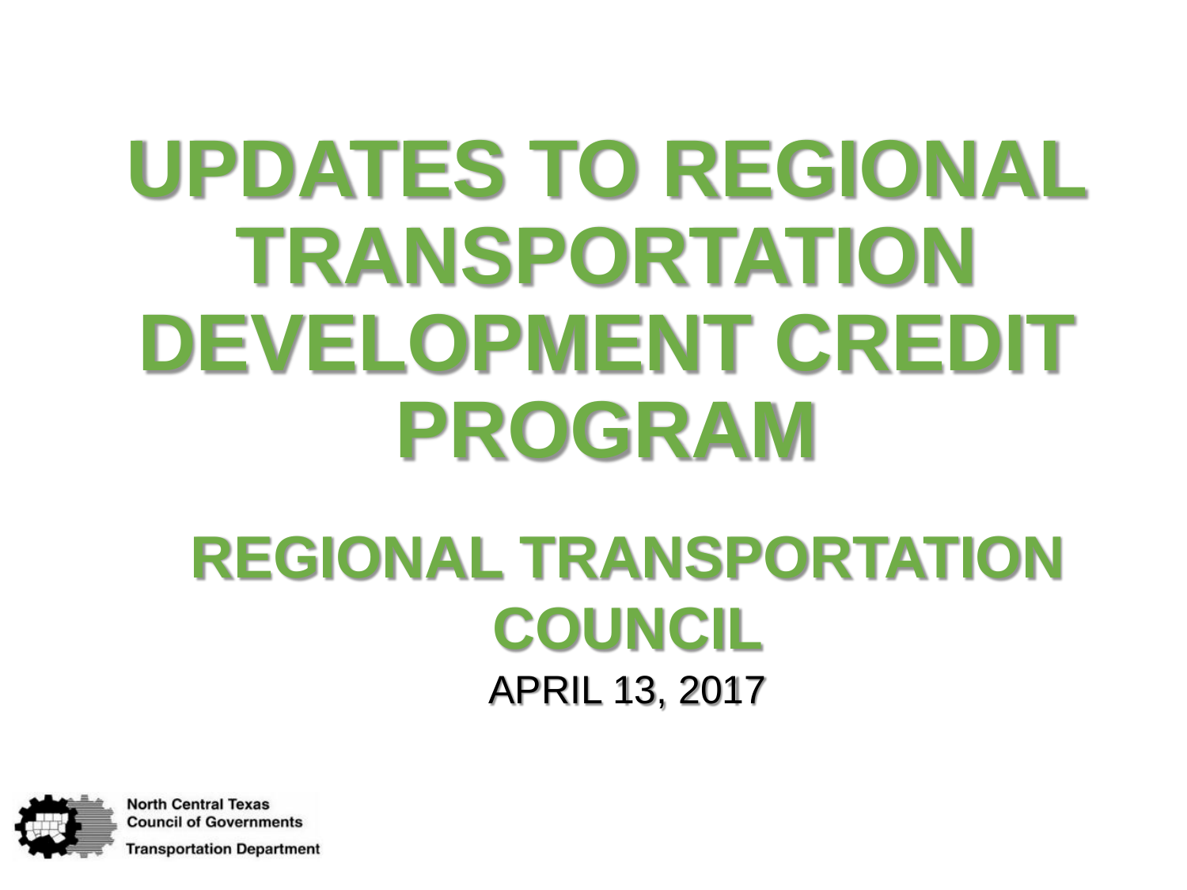# UPDATES TO REGIONAL TRANSPORTATION DEVELOPMENT CREDIT PROGRAM

## REGIONAL TRANSPORTATION COUNCIL

APRIL 13, 2017

North Central Texas Council of Governments
Transportation Department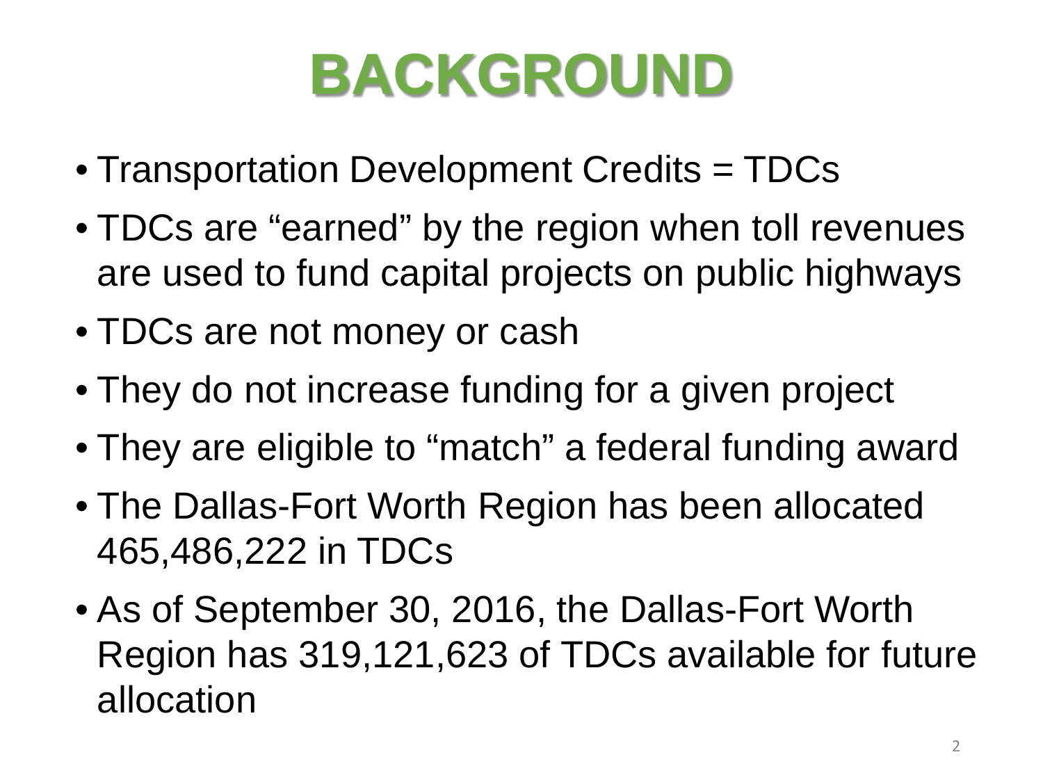# BACKGROUND

- Transportation Development Credits = TDCs
- TDCs are "earned" by the region when toll revenues are used to fund capital projects on public highways
- TDCs are not money or cash
- They do not increase funding for a given project
- They are eligible to "match" a federal funding award
- The Dallas-Fort Worth Region has been allocated 465,486,222 in TDCs
- As of September 30, 2016, the Dallas-Fort Worth Region has 319,121,623 of TDCs available for future allocation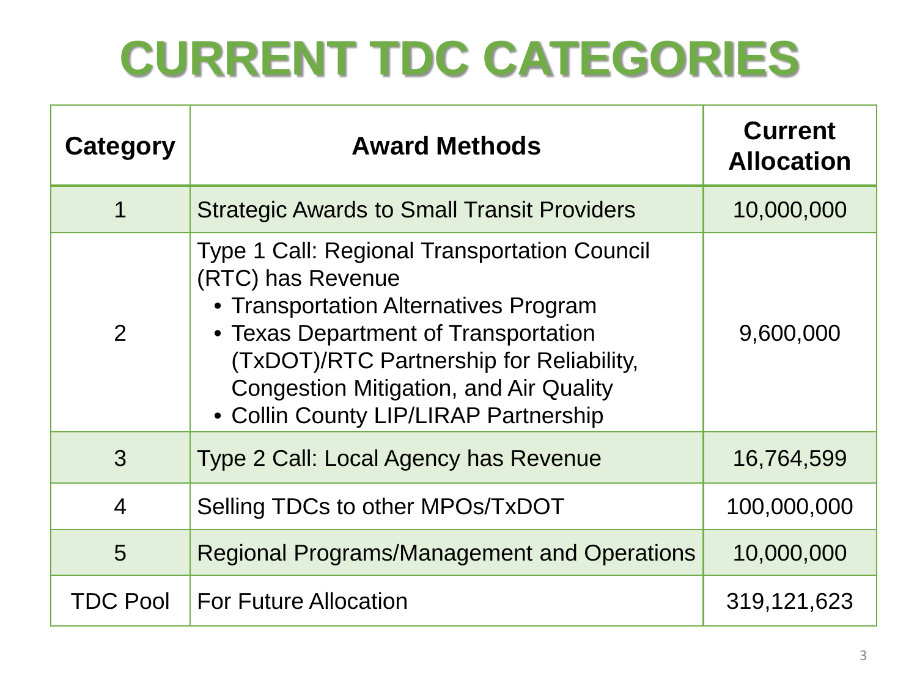# CURRENT TDC CATEGORIES

| Category | Award Methods | Current Allocation |
|---|---|---|
| 1 | Strategic Awards to Small Transit Providers | 10,000,000 |
| 2 | Type 1 Call: Regional Transportation Council (RTC) has Revenue<br>• Transportation Alternatives Program<br>• Texas Department of Transportation (TxDOT)/RTC Partnership for Reliability, Congestion Mitigation, and Air Quality<br>• Collin County LIP/LIRAP Partnership | 9,600,000 |
| 3 | Type 2 Call: Local Agency has Revenue | 16,764,599 |
| 4 | Selling TDCs to other MPOs/TxDOT | 100,000,000 |
| 5 | Regional Programs/Management and Operations | 10,000,000 |
| TDC Pool | For Future Allocation | 319,121,623 |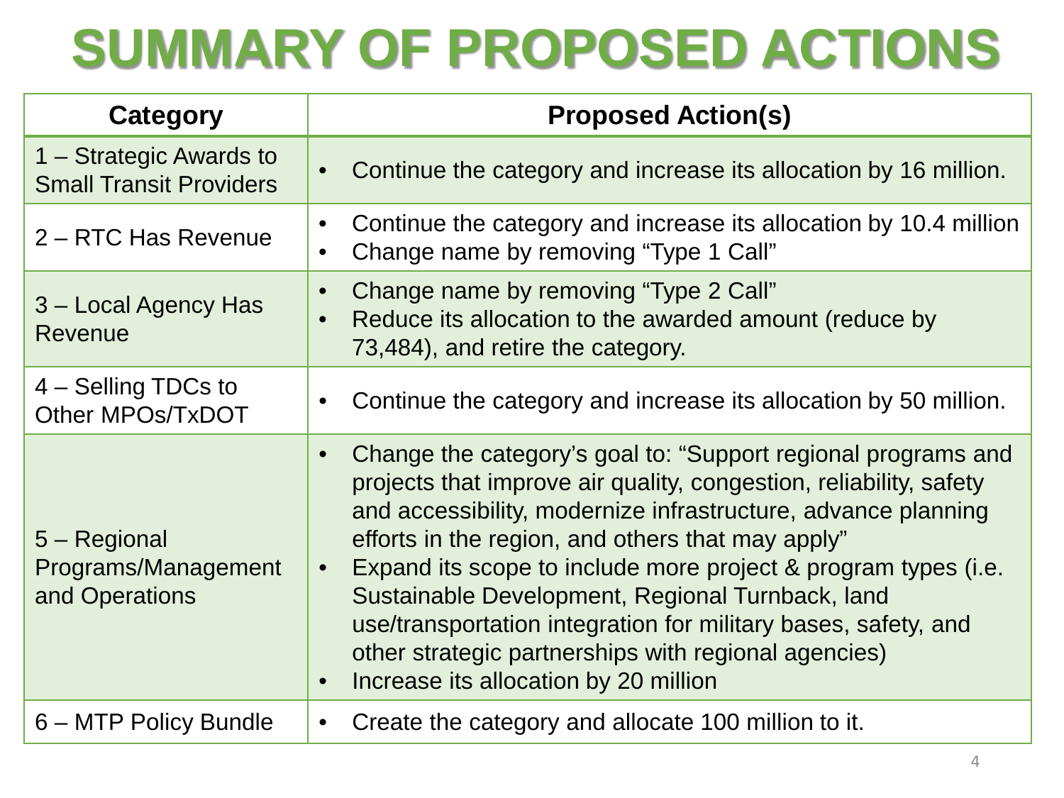# SUMMARY OF PROPOSED ACTIONS

| Category | Proposed Action(s) |
|---|---|
| 1 – Strategic Awards to Small Transit Providers | • Continue the category and increase its allocation by 16 million. |
| 2 – RTC Has Revenue | • Continue the category and increase its allocation by 10.4 million<br>• Change name by removing “Type 1 Call” |
| 3 – Local Agency Has Revenue | • Change name by removing “Type 2 Call”<br>• Reduce its allocation to the awarded amount (reduce by 73,484), and retire the category. |
| 4 – Selling TDCs to Other MPOs/TxDOT | • Continue the category and increase its allocation by 50 million. |
| 5 – Regional Programs/Management and Operations | • Change the category’s goal to: “Support regional programs and projects that improve air quality, congestion, reliability, safety and accessibility, modernize infrastructure, advance planning efforts in the region, and others that may apply”<br>• Expand its scope to include more project & program types (i.e. Sustainable Development, Regional Turnback, land use/transportation integration for military bases, safety, and other strategic partnerships with regional agencies)<br>• Increase its allocation by 20 million |
| 6 – MTP Policy Bundle | • Create the category and allocate 100 million to it. |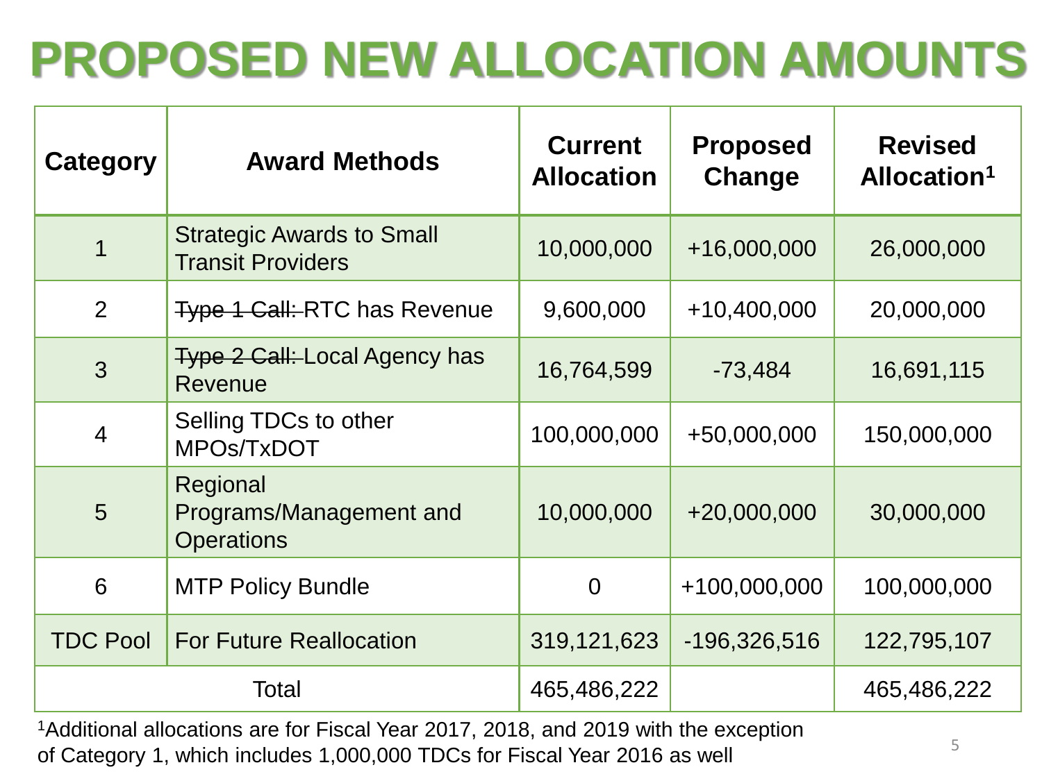# PROPOSED NEW ALLOCATION AMOUNTS

| Category | Award Methods | Current Allocation | Proposed Change | Revised Allocation[1] |
|---|---|---|---|---|
| 1 | Strategic Awards to Small Transit Providers | 10,000,000 | +16,000,000 | 26,000,000 |
| 2 | ~~Type 1 Call:~~ RTC has Revenue | 9,600,000 | +10,400,000 | 20,000,000 |
| 3 | ~~Type 2 Call:~~ Local Agency has Revenue | 16,764,599 | -73,484 | 16,691,115 |
| 4 | Selling TDCs to other MPOs/TxDOT | 100,000,000 | +50,000,000 | 150,000,000 |
| 5 | Regional Programs/Management and Operations | 10,000,000 | +20,000,000 | 30,000,000 |
| 6 | MTP Policy Bundle | 0 | +100,000,000 | 100,000,000 |
| TDC Pool | For Future Reallocation | 319,121,623 | -196,326,516 | 122,795,107 |
| Total | | 465,486,222 | | 465,486,222 |

[1]Additional allocations are for Fiscal Year 2017, 2018, and 2019 with the exception of Category 1, which includes 1,000,000 TDCs for Fiscal Year 2016 as well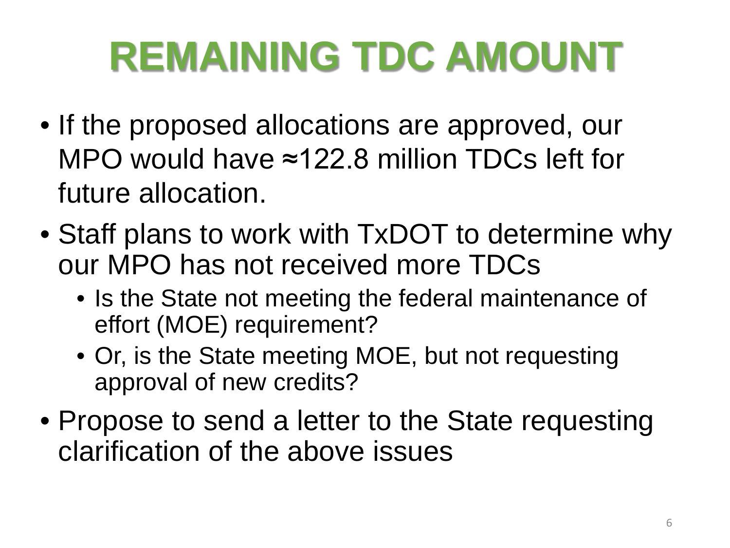# REMAINING TDC AMOUNT

- If the proposed allocations are approved, our MPO would have ≈122.8 million TDCs left for future allocation.
- Staff plans to work with TxDOT to determine why our MPO has not received more TDCs
  - Is the State not meeting the federal maintenance of effort (MOE) requirement?
  - Or, is the State meeting MOE, but not requesting approval of new credits?
- Propose to send a letter to the State requesting clarification of the above issues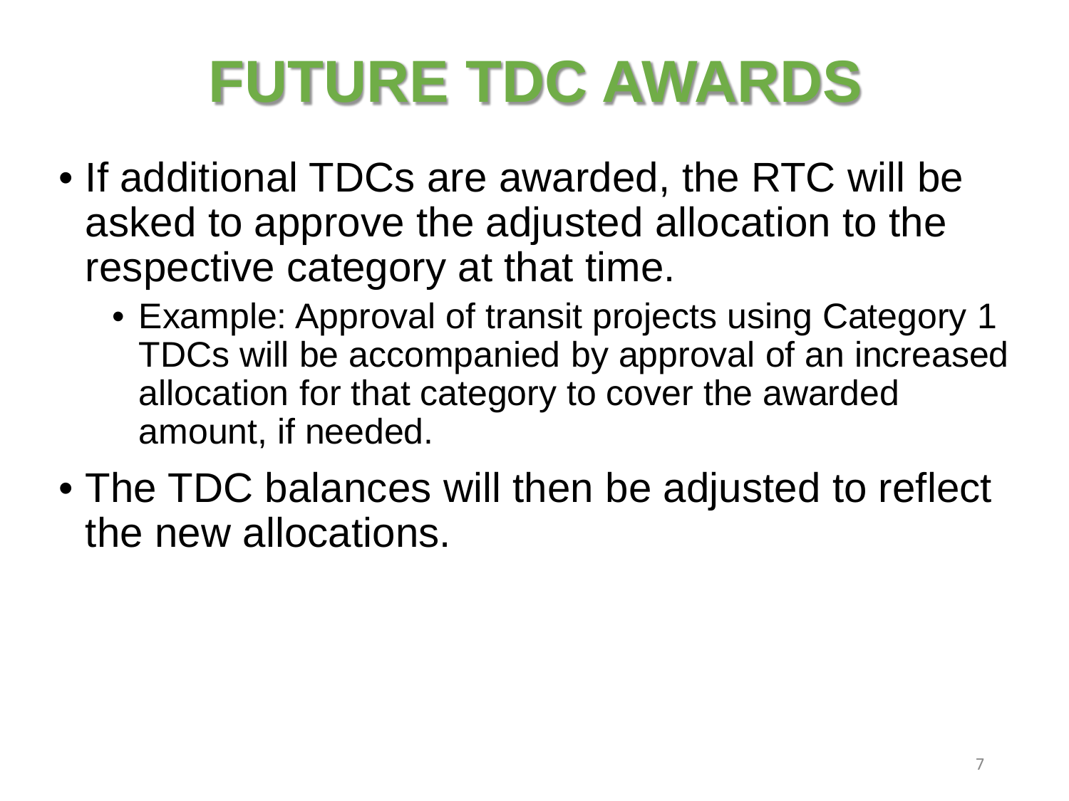# FUTURE TDC AWARDS

- If additional TDCs are awarded, the RTC will be asked to approve the adjusted allocation to the respective category at that time.
  - Example: Approval of transit projects using Category 1 TDCs will be accompanied by approval of an increased allocation for that category to cover the awarded amount, if needed.
- The TDC balances will then be adjusted to reflect the new allocations.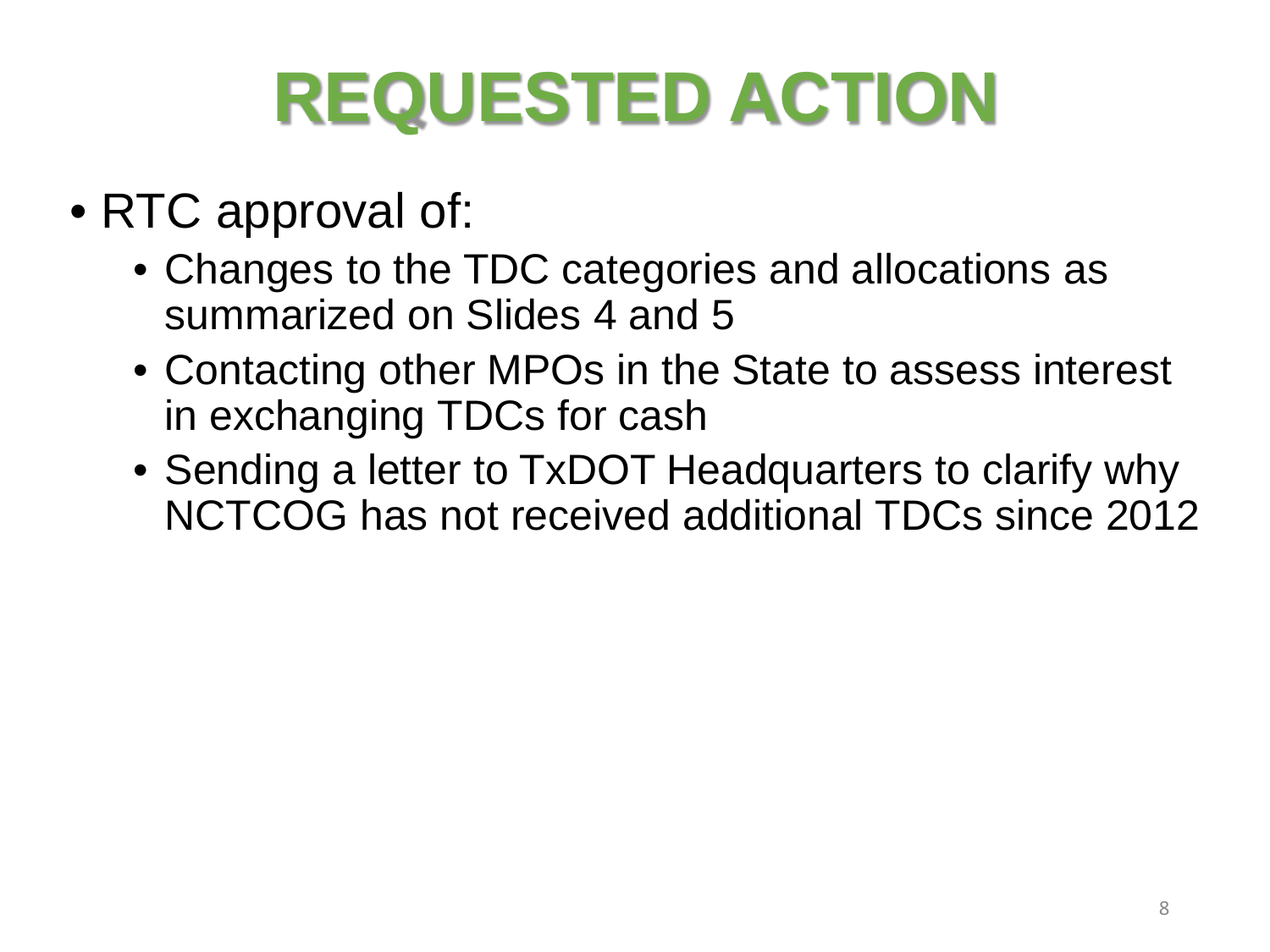# REQUESTED ACTION

- RTC approval of:
  - Changes to the TDC categories and allocations as summarized on Slides 4 and 5
  - Contacting other MPOs in the State to assess interest in exchanging TDCs for cash
  - Sending a letter to TxDOT Headquarters to clarify why NCTCOG has not received additional TDCs since 2012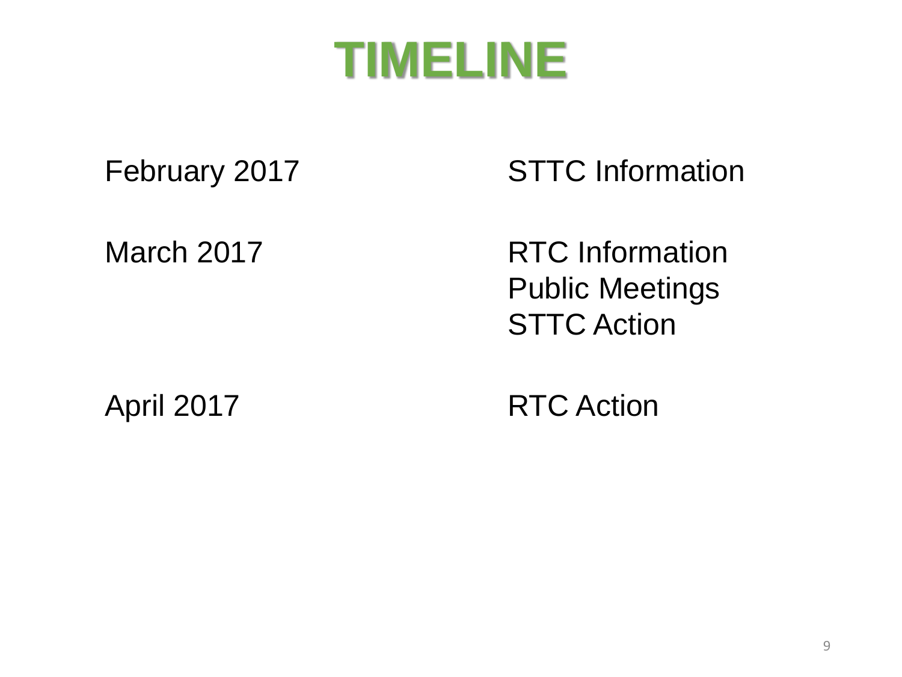# TIMELINE

| | |
|---|---|
| February 2017 | STTC Information |
| March 2017 | RTC Information<br>Public Meetings<br>STTC Action |
| April 2017 | RTC Action |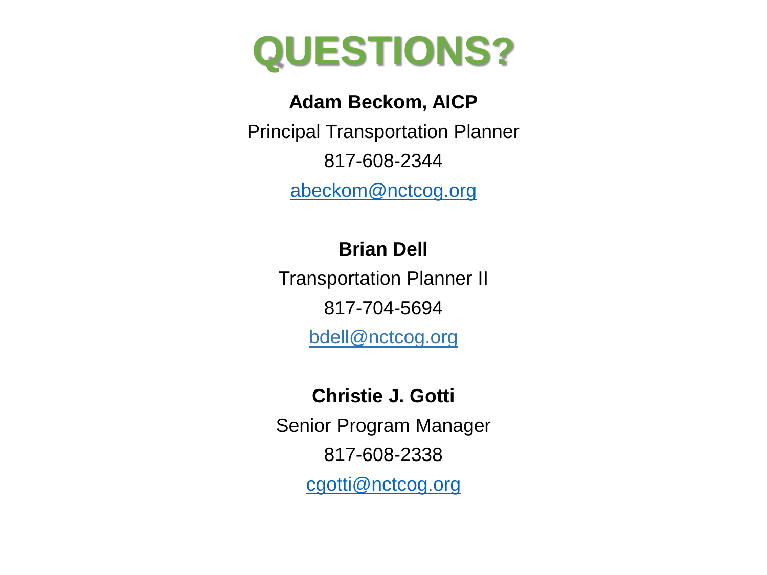# QUESTIONS?

**Adam Beckom, AICP**

Principal Transportation Planner

817-608-2344

abeckom@nctcog.org

**Brian Dell**

Transportation Planner II

817-704-5694

bdell@nctcog.org

**Christie J. Gotti**

Senior Program Manager

817-608-2338

cgotti@nctcog.org